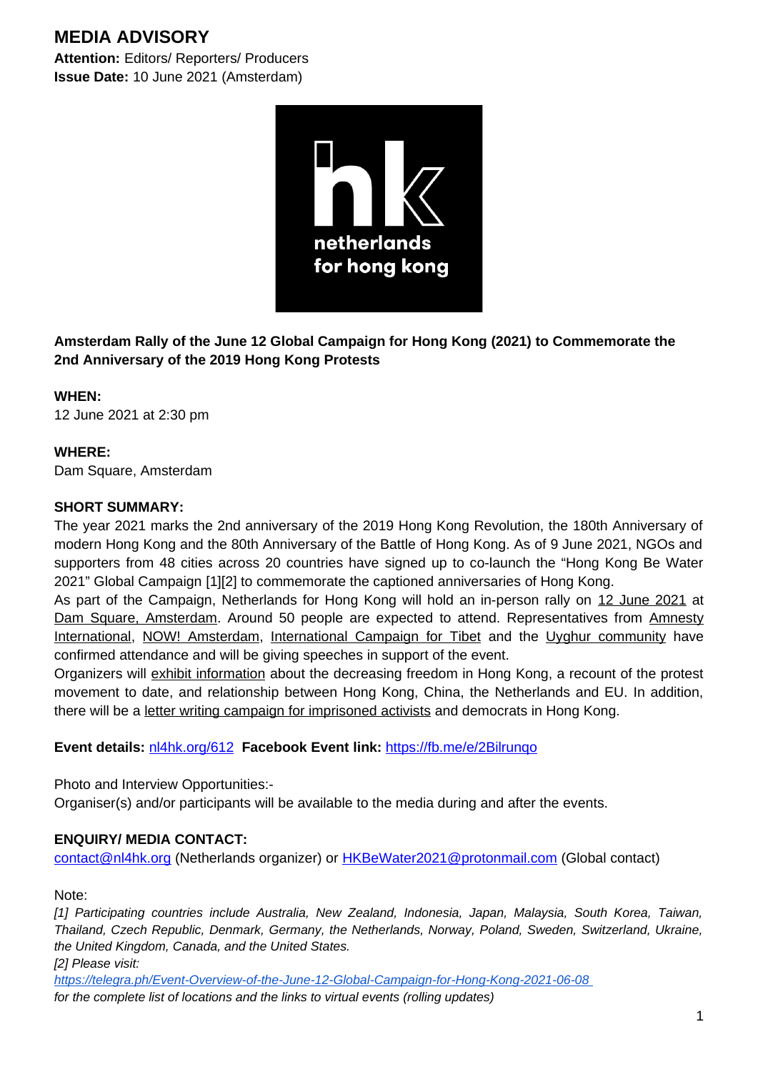# MEDIA ADVISORY

**Attention:** Editors/ Reporters/ Producers
**Issue Date:** 10 June 2021 (Amsterdam)

hk
netherlands
for hong kong

**Amsterdam Rally of the June 12 Global Campaign for Hong Kong (2021) to Commemorate the 2nd Anniversary of the 2019 Hong Kong Protests**

**WHEN:**
12 June 2021 at 2:30 pm

**WHERE:**
Dam Square, Amsterdam

**SHORT SUMMARY:**
The year 2021 marks the 2nd anniversary of the 2019 Hong Kong Revolution, the 180th Anniversary of modern Hong Kong and the 80th Anniversary of the Battle of Hong Kong. As of 9 June 2021, NGOs and supporters from 48 cities across 20 countries have signed up to co-launch the "Hong Kong Be Water 2021" Global Campaign [1][2] to commemorate the captioned anniversaries of Hong Kong.

As part of the Campaign, Netherlands for Hong Kong will hold an in-person rally on 12 June 2021 at Dam Square, Amsterdam. Around 50 people are expected to attend. Representatives from Amnesty International, NOW! Amsterdam, International Campaign for Tibet and the Uyghur community have confirmed attendance and will be giving speeches in support of the event.

Organizers will exhibit information about the decreasing freedom in Hong Kong, a recount of the protest movement to date, and relationship between Hong Kong, China, the Netherlands and EU. In addition, there will be a letter writing campaign for imprisoned activists and democrats in Hong Kong.

**Event details:** nl4hk.org/612 **Facebook Event link:** https://fb.me/e/2Bilrunqo

Photo and Interview Opportunities:-
Organiser(s) and/or participants will be available to the media during and after the events.

**ENQUIRY/ MEDIA CONTACT:**
contact@nl4hk.org (Netherlands organizer) or HKBeWater2021@protonmail.com (Global contact)

Note:
*[1] Participating countries include Australia, New Zealand, Indonesia, Japan, Malaysia, South Korea, Taiwan, Thailand, Czech Republic, Denmark, Germany, the Netherlands, Norway, Poland, Sweden, Switzerland, Ukraine, the United Kingdom, Canada, and the United States.*
*[2] Please visit:*
*https://telegra.ph/Event-Overview-of-the-June-12-Global-Campaign-for-Hong-Kong-2021-06-08*
*for the complete list of locations and the links to virtual events (rolling updates)*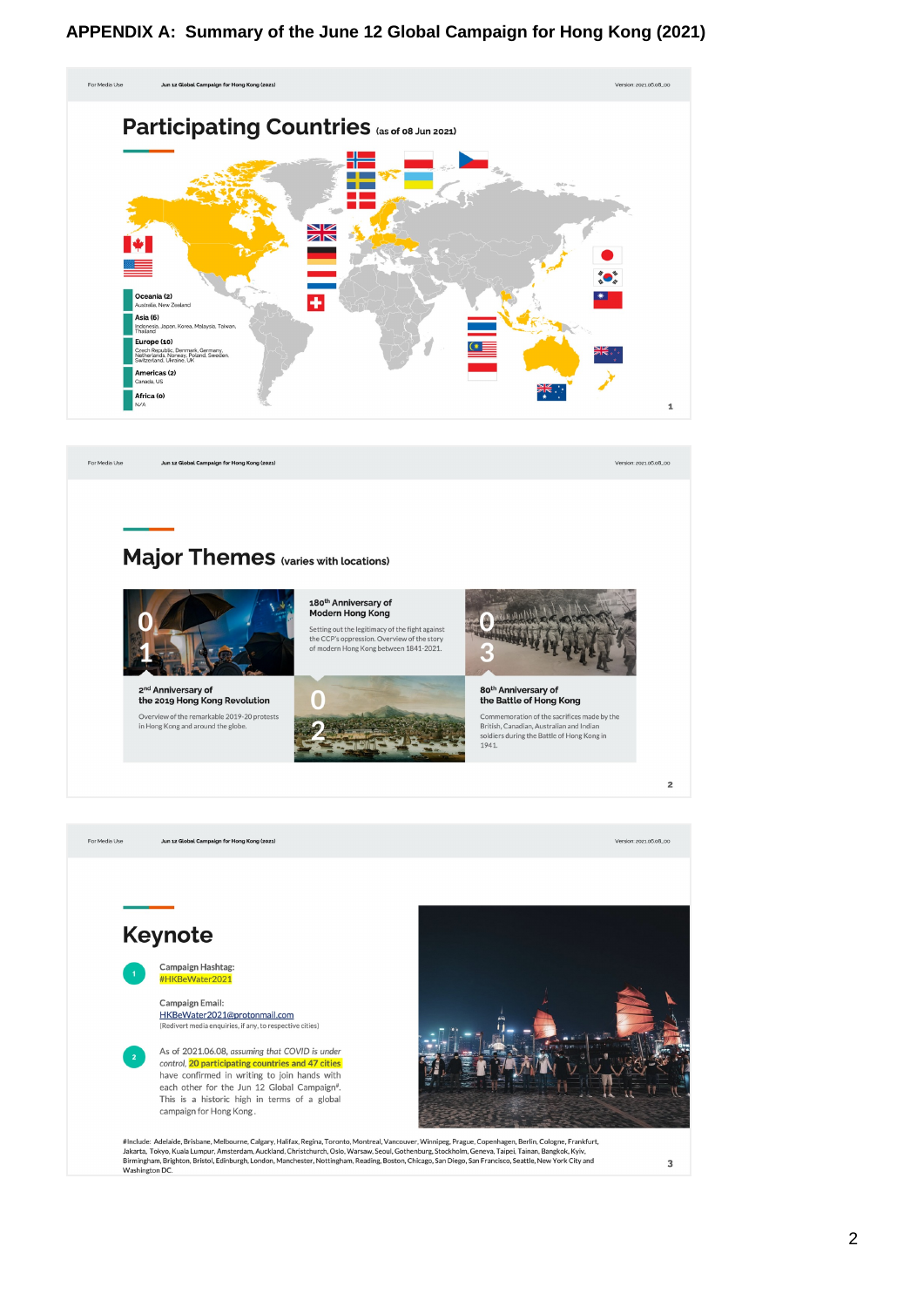# APPENDIX A: Summary of the June 12 Global Campaign for Hong Kong (2021)

For Media Use

Jun 12 Global Campaign for Hong Kong (2021)

Version: 2021.06.08_00

## Participating Countries (as of 08 Jun 2021)

**Oceania (2)**
Australia, New Zealand

**Asia (6)**
Indonesia, Japan, Korea, Malaysia, Taiwan, Thailand

**Europe (10)**
Czech Republic, Denmark, Germany, Netherlands, Norway, Poland, Sweden, Switzerland, Ukraine, UK

**Americas (2)**
Canada, US

**Africa (0)**
N/A

1

For Media Use

Jun 12 Global Campaign for Hong Kong (2021)

Version: 2021.06.08_00

## Major Themes (varies with locations)

**01**

**2nd Anniversary of the 2019 Hong Kong Revolution**

Overview of the remarkable 2019-20 protests in Hong Kong and around the globe.

**02**

**180th Anniversary of Modern Hong Kong**

Setting out the legitimacy of the fight against the CCP's oppression. Overview of the story of modern Hong Kong between 1841-2021.

**03**

**80th Anniversary of the Battle of Hong Kong**

Commemoration of the sacrifices made by the British, Canadian, Australian and Indian soldiers during the Battle of Hong Kong in 1941.

2

For Media Use

Jun 12 Global Campaign for Hong Kong (2021)

Version: 2021.06.08_00

## Keynote

1. Campaign Hashtag:
   #HKBeWater2021

   Campaign Email:
   HKBeWater2021@protonmail.com
   (Redivert media enquiries, if any, to respective cities)

2. As of 2021.06.08, *assuming that COVID is under control*, 20 participating countries and 47 cities have confirmed in writing to join hands with each other for the Jun 12 Global Campaign#. This is a historic high in terms of a global campaign for Hong Kong.

#Include: Adelaide, Brisbane, Melbourne, Calgary, Halifax, Regina, Toronto, Montreal, Vancouver, Winnipeg, Prague, Copenhagen, Berlin, Cologne, Frankfurt, Jakarta, Tokyo, Kuala Lumpur, Amsterdam, Auckland, Christchurch, Oslo, Warsaw, Seoul, Gothenburg, Stockholm, Geneva, Taipei, Tainan, Bangkok, Kyiv, Birmingham, Brighton, Bristol, Edinburgh, London, Manchester, Nottingham, Reading, Boston, Chicago, San Diego, San Francisco, Seattle, New York City and Washington DC.

3